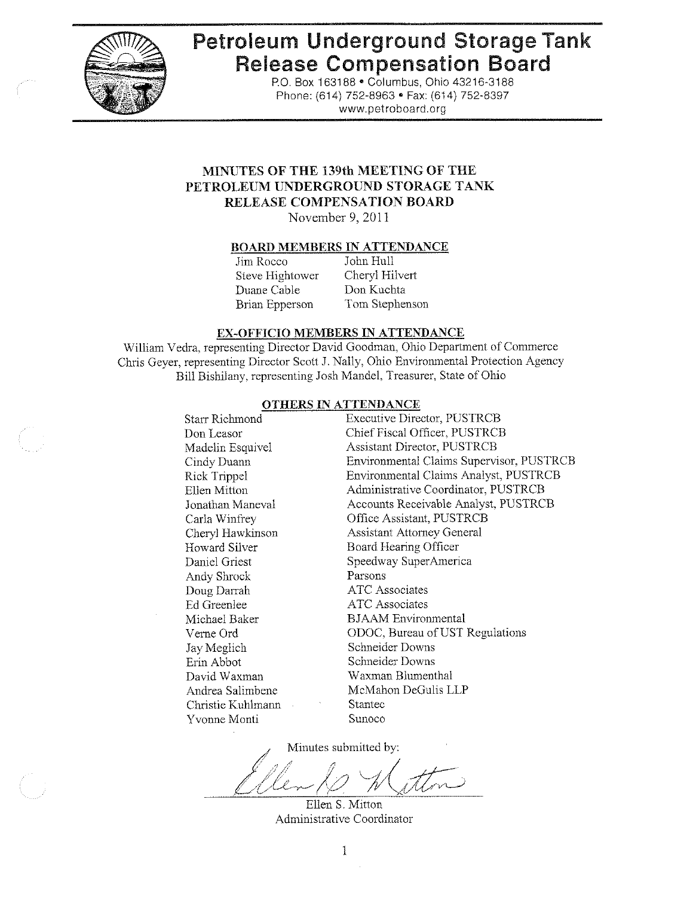# Petroleum Underground Storage Tank Release Compensation Board

P.O. Box 163188 • Columbus, Ohio 43216-3188
Phone: (614) 752-8963 • Fax: (614) 752-8397
www.petroboard.org

## MINUTES OF THE 139th MEETING OF THE PETROLEUM UNDERGROUND STORAGE TANK RELEASE COMPENSATION BOARD

November 9, 2011

### BOARD MEMBERS IN ATTENDANCE

| | |
|---|---|
| Jim Rocco | John Hull |
| Steve Hightower | Cheryl Hilvert |
| Duane Cable | Don Kuchta |
| Brian Epperson | Tom Stephenson |

### EX-OFFICIO MEMBERS IN ATTENDANCE

William Vedra, representing Director David Goodman, Ohio Department of Commerce
Chris Geyer, representing Director Scott J. Nally, Ohio Environmental Protection Agency
Bill Bishilany, representing Josh Mandel, Treasurer, State of Ohio

### OTHERS IN ATTENDANCE

| | |
|---|---|
| Starr Richmond | Executive Director, PUSTRCB |
| Don Leasor | Chief Fiscal Officer, PUSTRCB |
| Madelin Esquivel | Assistant Director, PUSTRCB |
| Cindy Duann | Environmental Claims Supervisor, PUSTRCB |
| Rick Trippel | Environmental Claims Analyst, PUSTRCB |
| Ellen Mitton | Administrative Coordinator, PUSTRCB |
| Jonathan Maneval | Accounts Receivable Analyst, PUSTRCB |
| Carla Winfrey | Office Assistant, PUSTRCB |
| Cheryl Hawkinson | Assistant Attorney General |
| Howard Silver | Board Hearing Officer |
| Daniel Griest | Speedway SuperAmerica |
| Andy Shrock | Parsons |
| Doug Darrah | ATC Associates |
| Ed Greenlee | ATC Associates |
| Michael Baker | BJAAM Environmental |
| Verne Ord | ODOC, Bureau of UST Regulations |
| Jay Meglich | Schneider Downs |
| Erin Abbot | Schneider Downs |
| David Waxman | Waxman Blumenthal |
| Andrea Salimbene | McMahon DeGulis LLP |
| Christie Kuhlmann | Stantec |
| Yvonne Monti | Sunoco |

Minutes submitted by:

Ellen S. Mitton
Administrative Coordinator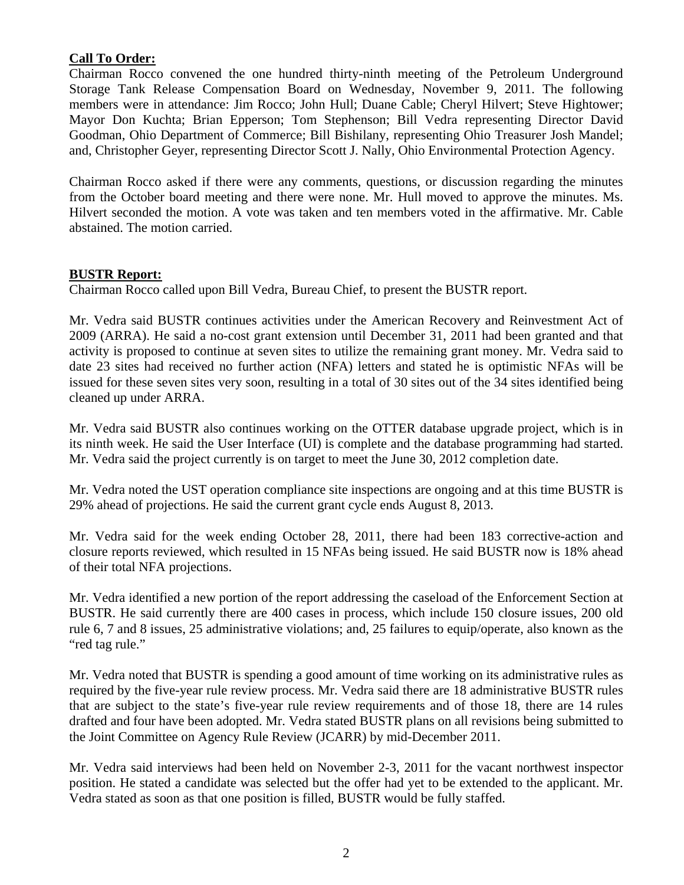**Call To Order:**

Chairman Rocco convened the one hundred thirty-ninth meeting of the Petroleum Underground Storage Tank Release Compensation Board on Wednesday, November 9, 2011. The following members were in attendance: Jim Rocco; John Hull; Duane Cable; Cheryl Hilvert; Steve Hightower; Mayor Don Kuchta; Brian Epperson; Tom Stephenson; Bill Vedra representing Director David Goodman, Ohio Department of Commerce; Bill Bishilany, representing Ohio Treasurer Josh Mandel; and, Christopher Geyer, representing Director Scott J. Nally, Ohio Environmental Protection Agency.

Chairman Rocco asked if there were any comments, questions, or discussion regarding the minutes from the October board meeting and there were none. Mr. Hull moved to approve the minutes. Ms. Hilvert seconded the motion. A vote was taken and ten members voted in the affirmative. Mr. Cable abstained. The motion carried.

**BUSTR Report:**

Chairman Rocco called upon Bill Vedra, Bureau Chief, to present the BUSTR report.

Mr. Vedra said BUSTR continues activities under the American Recovery and Reinvestment Act of 2009 (ARRA). He said a no-cost grant extension until December 31, 2011 had been granted and that activity is proposed to continue at seven sites to utilize the remaining grant money. Mr. Vedra said to date 23 sites had received no further action (NFA) letters and stated he is optimistic NFAs will be issued for these seven sites very soon, resulting in a total of 30 sites out of the 34 sites identified being cleaned up under ARRA.

Mr. Vedra said BUSTR also continues working on the OTTER database upgrade project, which is in its ninth week. He said the User Interface (UI) is complete and the database programming had started. Mr. Vedra said the project currently is on target to meet the June 30, 2012 completion date.

Mr. Vedra noted the UST operation compliance site inspections are ongoing and at this time BUSTR is 29% ahead of projections. He said the current grant cycle ends August 8, 2013.

Mr. Vedra said for the week ending October 28, 2011, there had been 183 corrective-action and closure reports reviewed, which resulted in 15 NFAs being issued. He said BUSTR now is 18% ahead of their total NFA projections.

Mr. Vedra identified a new portion of the report addressing the caseload of the Enforcement Section at BUSTR. He said currently there are 400 cases in process, which include 150 closure issues, 200 old rule 6, 7 and 8 issues, 25 administrative violations; and, 25 failures to equip/operate, also known as the "red tag rule."

Mr. Vedra noted that BUSTR is spending a good amount of time working on its administrative rules as required by the five-year rule review process. Mr. Vedra said there are 18 administrative BUSTR rules that are subject to the state's five-year rule review requirements and of those 18, there are 14 rules drafted and four have been adopted. Mr. Vedra stated BUSTR plans on all revisions being submitted to the Joint Committee on Agency Rule Review (JCARR) by mid-December 2011.

Mr. Vedra said interviews had been held on November 2-3, 2011 for the vacant northwest inspector position. He stated a candidate was selected but the offer had yet to be extended to the applicant. Mr. Vedra stated as soon as that one position is filled, BUSTR would be fully staffed.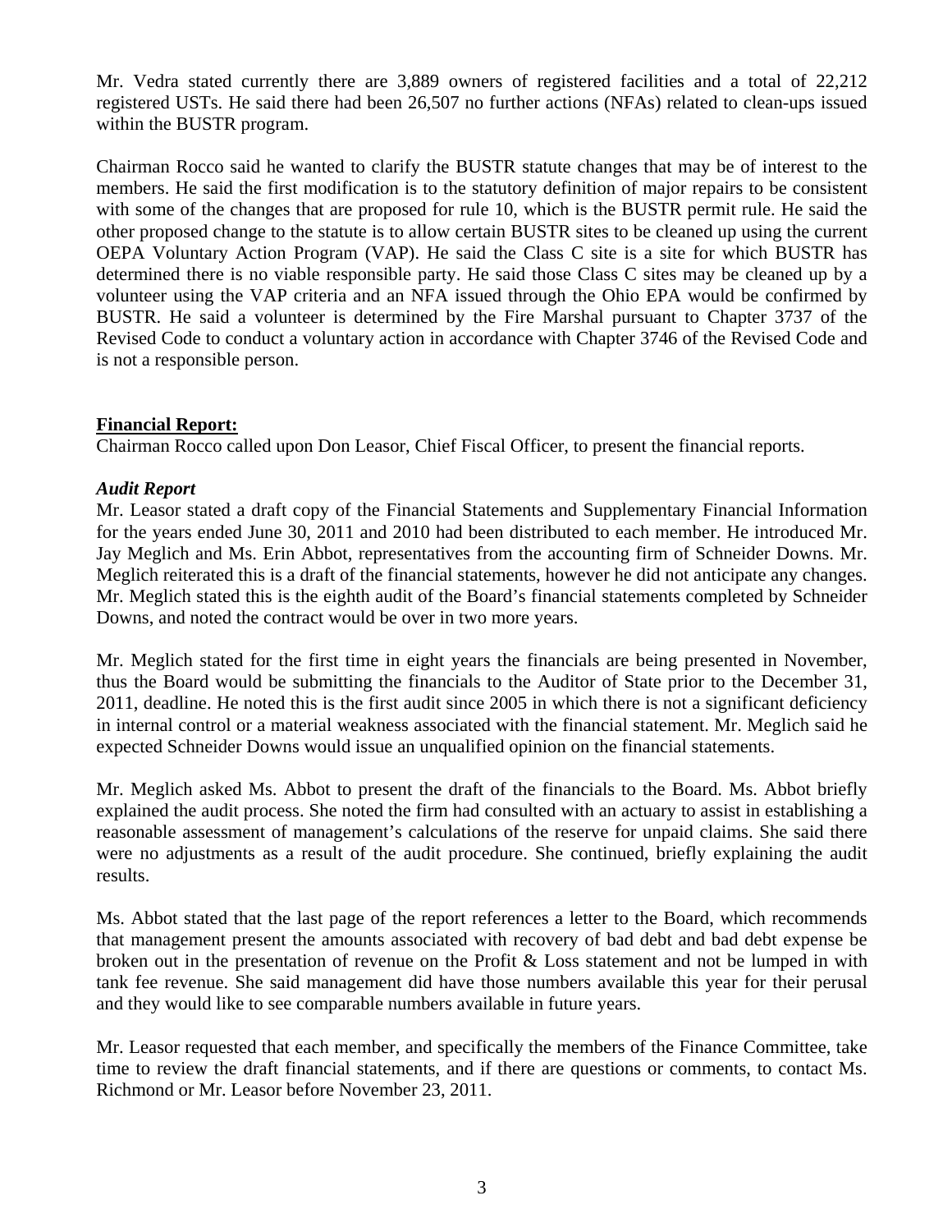Mr. Vedra stated currently there are 3,889 owners of registered facilities and a total of 22,212 registered USTs. He said there had been 26,507 no further actions (NFAs) related to clean-ups issued within the BUSTR program.

Chairman Rocco said he wanted to clarify the BUSTR statute changes that may be of interest to the members. He said the first modification is to the statutory definition of major repairs to be consistent with some of the changes that are proposed for rule 10, which is the BUSTR permit rule. He said the other proposed change to the statute is to allow certain BUSTR sites to be cleaned up using the current OEPA Voluntary Action Program (VAP). He said the Class C site is a site for which BUSTR has determined there is no viable responsible party. He said those Class C sites may be cleaned up by a volunteer using the VAP criteria and an NFA issued through the Ohio EPA would be confirmed by BUSTR. He said a volunteer is determined by the Fire Marshal pursuant to Chapter 3737 of the Revised Code to conduct a voluntary action in accordance with Chapter 3746 of the Revised Code and is not a responsible person.

**Financial Report:**

Chairman Rocco called upon Don Leasor, Chief Fiscal Officer, to present the financial reports.

***Audit Report***

Mr. Leasor stated a draft copy of the Financial Statements and Supplementary Financial Information for the years ended June 30, 2011 and 2010 had been distributed to each member. He introduced Mr. Jay Meglich and Ms. Erin Abbot, representatives from the accounting firm of Schneider Downs. Mr. Meglich reiterated this is a draft of the financial statements, however he did not anticipate any changes. Mr. Meglich stated this is the eighth audit of the Board's financial statements completed by Schneider Downs, and noted the contract would be over in two more years.

Mr. Meglich stated for the first time in eight years the financials are being presented in November, thus the Board would be submitting the financials to the Auditor of State prior to the December 31, 2011, deadline. He noted this is the first audit since 2005 in which there is not a significant deficiency in internal control or a material weakness associated with the financial statement. Mr. Meglich said he expected Schneider Downs would issue an unqualified opinion on the financial statements.

Mr. Meglich asked Ms. Abbot to present the draft of the financials to the Board. Ms. Abbot briefly explained the audit process. She noted the firm had consulted with an actuary to assist in establishing a reasonable assessment of management's calculations of the reserve for unpaid claims. She said there were no adjustments as a result of the audit procedure. She continued, briefly explaining the audit results.

Ms. Abbot stated that the last page of the report references a letter to the Board, which recommends that management present the amounts associated with recovery of bad debt and bad debt expense be broken out in the presentation of revenue on the Profit & Loss statement and not be lumped in with tank fee revenue. She said management did have those numbers available this year for their perusal and they would like to see comparable numbers available in future years.

Mr. Leasor requested that each member, and specifically the members of the Finance Committee, take time to review the draft financial statements, and if there are questions or comments, to contact Ms. Richmond or Mr. Leasor before November 23, 2011.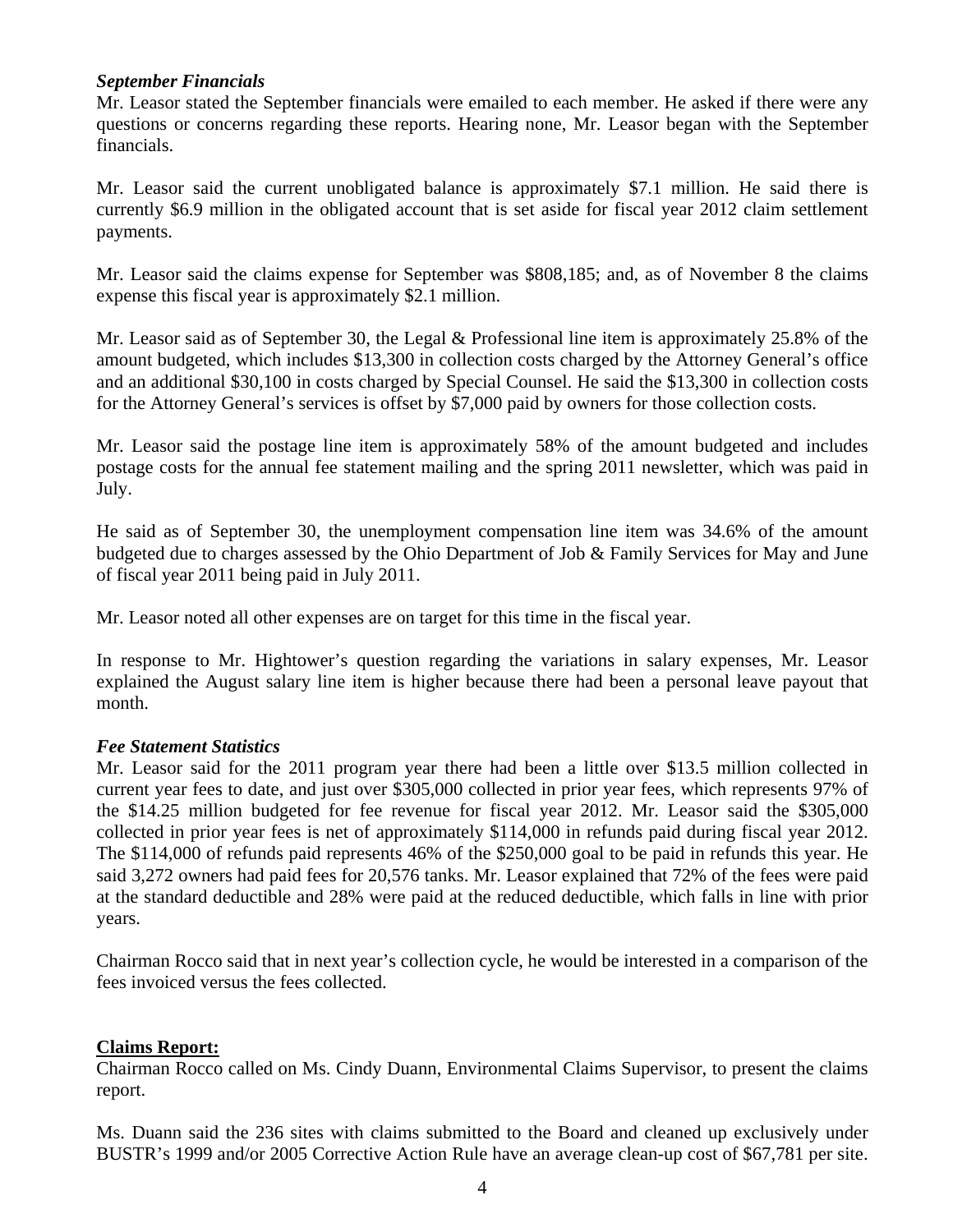***September Financials***

Mr. Leasor stated the September financials were emailed to each member. He asked if there were any questions or concerns regarding these reports. Hearing none, Mr. Leasor began with the September financials.

Mr. Leasor said the current unobligated balance is approximately $7.1 million. He said there is currently $6.9 million in the obligated account that is set aside for fiscal year 2012 claim settlement payments.

Mr. Leasor said the claims expense for September was $808,185; and, as of November 8 the claims expense this fiscal year is approximately $2.1 million.

Mr. Leasor said as of September 30, the Legal & Professional line item is approximately 25.8% of the amount budgeted, which includes $13,300 in collection costs charged by the Attorney General's office and an additional $30,100 in costs charged by Special Counsel. He said the $13,300 in collection costs for the Attorney General's services is offset by $7,000 paid by owners for those collection costs.

Mr. Leasor said the postage line item is approximately 58% of the amount budgeted and includes postage costs for the annual fee statement mailing and the spring 2011 newsletter, which was paid in July.

He said as of September 30, the unemployment compensation line item was 34.6% of the amount budgeted due to charges assessed by the Ohio Department of Job & Family Services for May and June of fiscal year 2011 being paid in July 2011.

Mr. Leasor noted all other expenses are on target for this time in the fiscal year.

In response to Mr. Hightower's question regarding the variations in salary expenses, Mr. Leasor explained the August salary line item is higher because there had been a personal leave payout that month.

***Fee Statement Statistics***

Mr. Leasor said for the 2011 program year there had been a little over $13.5 million collected in current year fees to date, and just over $305,000 collected in prior year fees, which represents 97% of the $14.25 million budgeted for fee revenue for fiscal year 2012. Mr. Leasor said the $305,000 collected in prior year fees is net of approximately $114,000 in refunds paid during fiscal year 2012. The $114,000 of refunds paid represents 46% of the $250,000 goal to be paid in refunds this year. He said 3,272 owners had paid fees for 20,576 tanks. Mr. Leasor explained that 72% of the fees were paid at the standard deductible and 28% were paid at the reduced deductible, which falls in line with prior years.

Chairman Rocco said that in next year's collection cycle, he would be interested in a comparison of the fees invoiced versus the fees collected.

**Claims Report:**

Chairman Rocco called on Ms. Cindy Duann, Environmental Claims Supervisor, to present the claims report.

Ms. Duann said the 236 sites with claims submitted to the Board and cleaned up exclusively under BUSTR's 1999 and/or 2005 Corrective Action Rule have an average clean-up cost of $67,781 per site.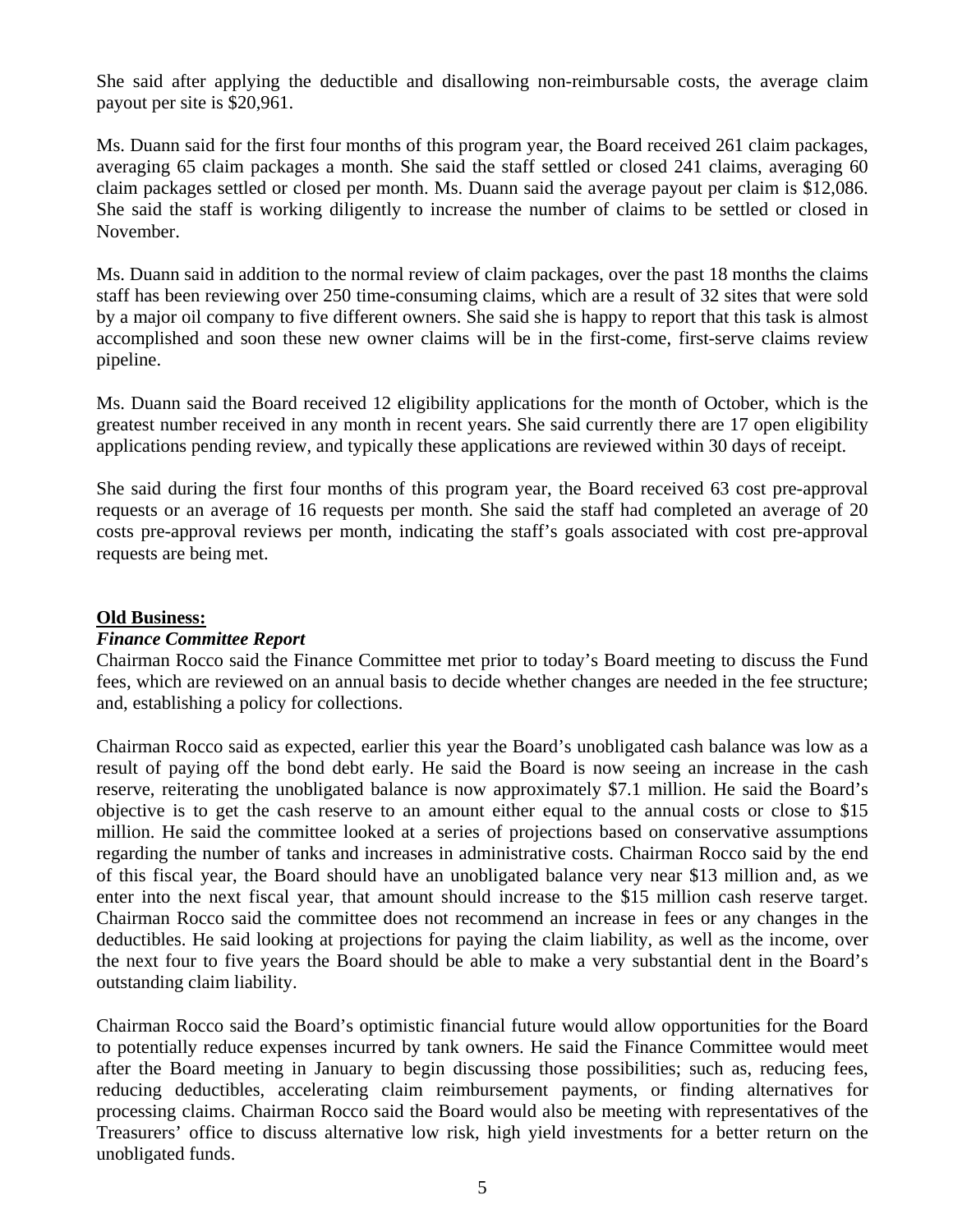She said after applying the deductible and disallowing non-reimbursable costs, the average claim payout per site is $20,961.

Ms. Duann said for the first four months of this program year, the Board received 261 claim packages, averaging 65 claim packages a month. She said the staff settled or closed 241 claims, averaging 60 claim packages settled or closed per month. Ms. Duann said the average payout per claim is $12,086. She said the staff is working diligently to increase the number of claims to be settled or closed in November.

Ms. Duann said in addition to the normal review of claim packages, over the past 18 months the claims staff has been reviewing over 250 time-consuming claims, which are a result of 32 sites that were sold by a major oil company to five different owners. She said she is happy to report that this task is almost accomplished and soon these new owner claims will be in the first-come, first-serve claims review pipeline.

Ms. Duann said the Board received 12 eligibility applications for the month of October, which is the greatest number received in any month in recent years. She said currently there are 17 open eligibility applications pending review, and typically these applications are reviewed within 30 days of receipt.

She said during the first four months of this program year, the Board received 63 cost pre-approval requests or an average of 16 requests per month. She said the staff had completed an average of 20 costs pre-approval reviews per month, indicating the staff's goals associated with cost pre-approval requests are being met.

**Old Business:**

***Finance Committee Report***

Chairman Rocco said the Finance Committee met prior to today's Board meeting to discuss the Fund fees, which are reviewed on an annual basis to decide whether changes are needed in the fee structure; and, establishing a policy for collections.

Chairman Rocco said as expected, earlier this year the Board's unobligated cash balance was low as a result of paying off the bond debt early. He said the Board is now seeing an increase in the cash reserve, reiterating the unobligated balance is now approximately $7.1 million. He said the Board's objective is to get the cash reserve to an amount either equal to the annual costs or close to $15 million. He said the committee looked at a series of projections based on conservative assumptions regarding the number of tanks and increases in administrative costs. Chairman Rocco said by the end of this fiscal year, the Board should have an unobligated balance very near $13 million and, as we enter into the next fiscal year, that amount should increase to the $15 million cash reserve target. Chairman Rocco said the committee does not recommend an increase in fees or any changes in the deductibles. He said looking at projections for paying the claim liability, as well as the income, over the next four to five years the Board should be able to make a very substantial dent in the Board's outstanding claim liability.

Chairman Rocco said the Board's optimistic financial future would allow opportunities for the Board to potentially reduce expenses incurred by tank owners. He said the Finance Committee would meet after the Board meeting in January to begin discussing those possibilities; such as, reducing fees, reducing deductibles, accelerating claim reimbursement payments, or finding alternatives for processing claims. Chairman Rocco said the Board would also be meeting with representatives of the Treasurers' office to discuss alternative low risk, high yield investments for a better return on the unobligated funds.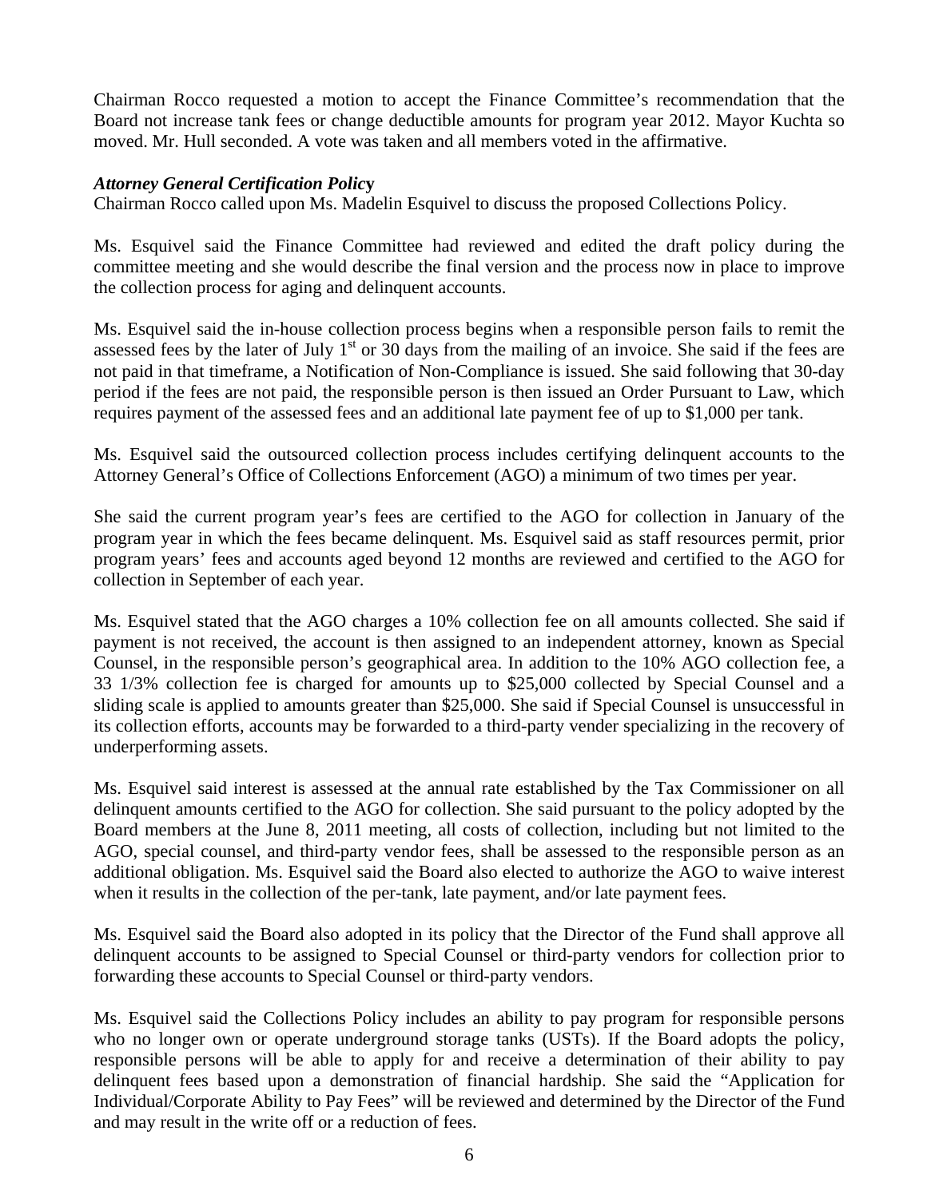Chairman Rocco requested a motion to accept the Finance Committee's recommendation that the Board not increase tank fees or change deductible amounts for program year 2012. Mayor Kuchta so moved. Mr. Hull seconded. A vote was taken and all members voted in the affirmative.

***Attorney General Certification Policy***

Chairman Rocco called upon Ms. Madelin Esquivel to discuss the proposed Collections Policy.

Ms. Esquivel said the Finance Committee had reviewed and edited the draft policy during the committee meeting and she would describe the final version and the process now in place to improve the collection process for aging and delinquent accounts.

Ms. Esquivel said the in-house collection process begins when a responsible person fails to remit the assessed fees by the later of July 1st or 30 days from the mailing of an invoice. She said if the fees are not paid in that timeframe, a Notification of Non-Compliance is issued. She said following that 30-day period if the fees are not paid, the responsible person is then issued an Order Pursuant to Law, which requires payment of the assessed fees and an additional late payment fee of up to $1,000 per tank.

Ms. Esquivel said the outsourced collection process includes certifying delinquent accounts to the Attorney General's Office of Collections Enforcement (AGO) a minimum of two times per year.

She said the current program year's fees are certified to the AGO for collection in January of the program year in which the fees became delinquent. Ms. Esquivel said as staff resources permit, prior program years' fees and accounts aged beyond 12 months are reviewed and certified to the AGO for collection in September of each year.

Ms. Esquivel stated that the AGO charges a 10% collection fee on all amounts collected. She said if payment is not received, the account is then assigned to an independent attorney, known as Special Counsel, in the responsible person's geographical area. In addition to the 10% AGO collection fee, a 33 1/3% collection fee is charged for amounts up to $25,000 collected by Special Counsel and a sliding scale is applied to amounts greater than $25,000. She said if Special Counsel is unsuccessful in its collection efforts, accounts may be forwarded to a third-party vender specializing in the recovery of underperforming assets.

Ms. Esquivel said interest is assessed at the annual rate established by the Tax Commissioner on all delinquent amounts certified to the AGO for collection. She said pursuant to the policy adopted by the Board members at the June 8, 2011 meeting, all costs of collection, including but not limited to the AGO, special counsel, and third-party vendor fees, shall be assessed to the responsible person as an additional obligation. Ms. Esquivel said the Board also elected to authorize the AGO to waive interest when it results in the collection of the per-tank, late payment, and/or late payment fees.

Ms. Esquivel said the Board also adopted in its policy that the Director of the Fund shall approve all delinquent accounts to be assigned to Special Counsel or third-party vendors for collection prior to forwarding these accounts to Special Counsel or third-party vendors.

Ms. Esquivel said the Collections Policy includes an ability to pay program for responsible persons who no longer own or operate underground storage tanks (USTs). If the Board adopts the policy, responsible persons will be able to apply for and receive a determination of their ability to pay delinquent fees based upon a demonstration of financial hardship. She said the "Application for Individual/Corporate Ability to Pay Fees" will be reviewed and determined by the Director of the Fund and may result in the write off or a reduction of fees.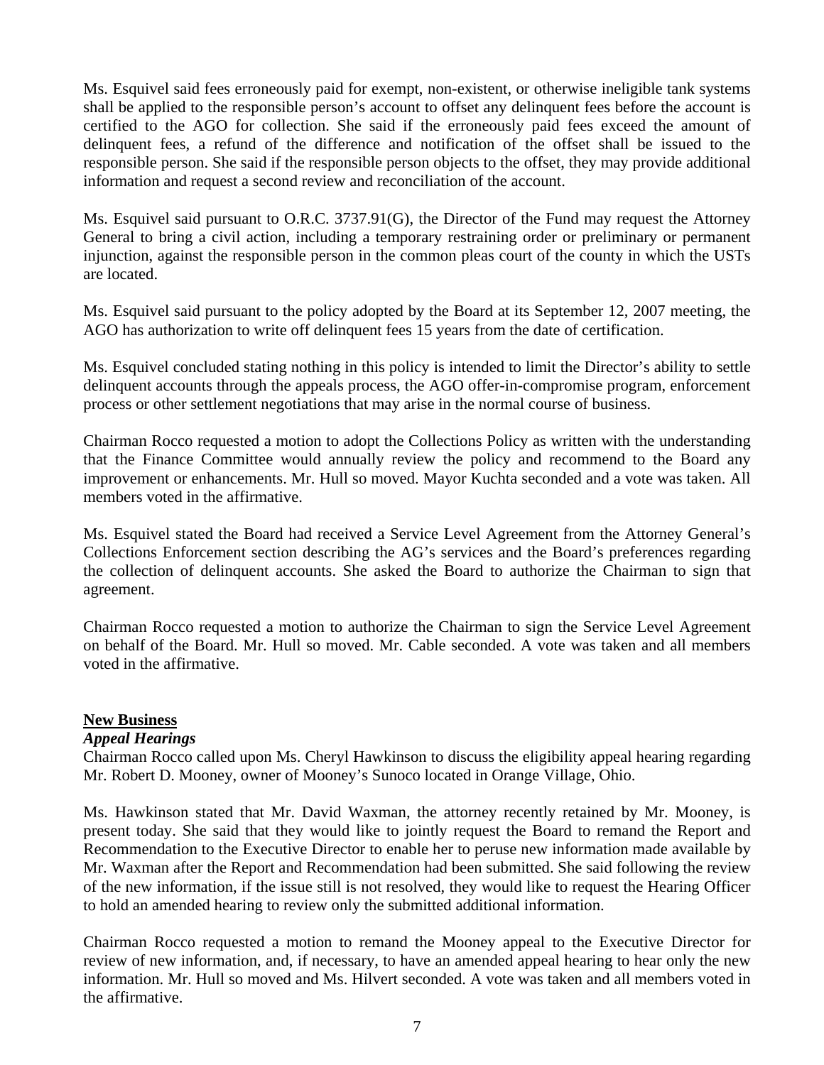Ms. Esquivel said fees erroneously paid for exempt, non-existent, or otherwise ineligible tank systems shall be applied to the responsible person's account to offset any delinquent fees before the account is certified to the AGO for collection. She said if the erroneously paid fees exceed the amount of delinquent fees, a refund of the difference and notification of the offset shall be issued to the responsible person. She said if the responsible person objects to the offset, they may provide additional information and request a second review and reconciliation of the account.

Ms. Esquivel said pursuant to O.R.C. 3737.91(G), the Director of the Fund may request the Attorney General to bring a civil action, including a temporary restraining order or preliminary or permanent injunction, against the responsible person in the common pleas court of the county in which the USTs are located.

Ms. Esquivel said pursuant to the policy adopted by the Board at its September 12, 2007 meeting, the AGO has authorization to write off delinquent fees 15 years from the date of certification.

Ms. Esquivel concluded stating nothing in this policy is intended to limit the Director's ability to settle delinquent accounts through the appeals process, the AGO offer-in-compromise program, enforcement process or other settlement negotiations that may arise in the normal course of business.

Chairman Rocco requested a motion to adopt the Collections Policy as written with the understanding that the Finance Committee would annually review the policy and recommend to the Board any improvement or enhancements. Mr. Hull so moved. Mayor Kuchta seconded and a vote was taken. All members voted in the affirmative.

Ms. Esquivel stated the Board had received a Service Level Agreement from the Attorney General's Collections Enforcement section describing the AG's services and the Board's preferences regarding the collection of delinquent accounts. She asked the Board to authorize the Chairman to sign that agreement.

Chairman Rocco requested a motion to authorize the Chairman to sign the Service Level Agreement on behalf of the Board. Mr. Hull so moved. Mr. Cable seconded. A vote was taken and all members voted in the affirmative.

## New Business

### *Appeal Hearings*

Chairman Rocco called upon Ms. Cheryl Hawkinson to discuss the eligibility appeal hearing regarding Mr. Robert D. Mooney, owner of Mooney's Sunoco located in Orange Village, Ohio.

Ms. Hawkinson stated that Mr. David Waxman, the attorney recently retained by Mr. Mooney, is present today. She said that they would like to jointly request the Board to remand the Report and Recommendation to the Executive Director to enable her to peruse new information made available by Mr. Waxman after the Report and Recommendation had been submitted. She said following the review of the new information, if the issue still is not resolved, they would like to request the Hearing Officer to hold an amended hearing to review only the submitted additional information.

Chairman Rocco requested a motion to remand the Mooney appeal to the Executive Director for review of new information, and, if necessary, to have an amended appeal hearing to hear only the new information. Mr. Hull so moved and Ms. Hilvert seconded. A vote was taken and all members voted in the affirmative.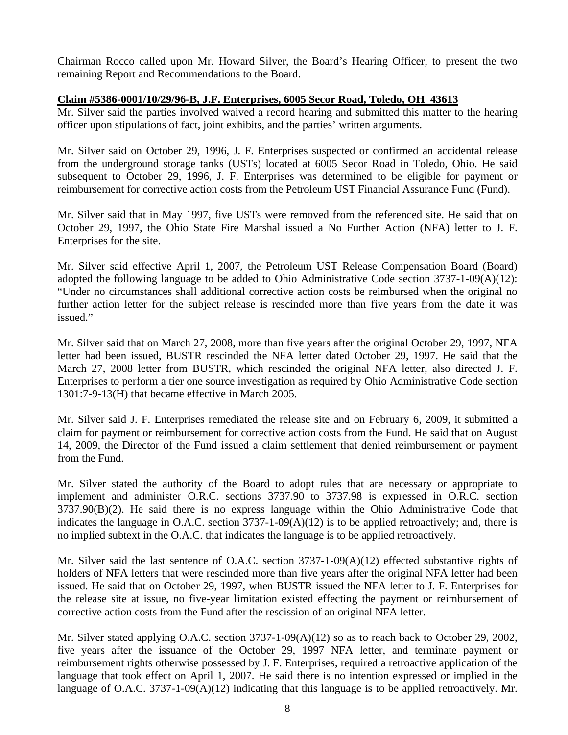Chairman Rocco called upon Mr. Howard Silver, the Board's Hearing Officer, to present the two remaining Report and Recommendations to the Board.

**Claim #5386-0001/10/29/96-B, J.F. Enterprises, 6005 Secor Road, Toledo, OH 43613**

Mr. Silver said the parties involved waived a record hearing and submitted this matter to the hearing officer upon stipulations of fact, joint exhibits, and the parties' written arguments.

Mr. Silver said on October 29, 1996, J. F. Enterprises suspected or confirmed an accidental release from the underground storage tanks (USTs) located at 6005 Secor Road in Toledo, Ohio. He said subsequent to October 29, 1996, J. F. Enterprises was determined to be eligible for payment or reimbursement for corrective action costs from the Petroleum UST Financial Assurance Fund (Fund).

Mr. Silver said that in May 1997, five USTs were removed from the referenced site. He said that on October 29, 1997, the Ohio State Fire Marshal issued a No Further Action (NFA) letter to J. F. Enterprises for the site.

Mr. Silver said effective April 1, 2007, the Petroleum UST Release Compensation Board (Board) adopted the following language to be added to Ohio Administrative Code section 3737-1-09(A)(12): "Under no circumstances shall additional corrective action costs be reimbursed when the original no further action letter for the subject release is rescinded more than five years from the date it was issued."

Mr. Silver said that on March 27, 2008, more than five years after the original October 29, 1997, NFA letter had been issued, BUSTR rescinded the NFA letter dated October 29, 1997. He said that the March 27, 2008 letter from BUSTR, which rescinded the original NFA letter, also directed J. F. Enterprises to perform a tier one source investigation as required by Ohio Administrative Code section 1301:7-9-13(H) that became effective in March 2005.

Mr. Silver said J. F. Enterprises remediated the release site and on February 6, 2009, it submitted a claim for payment or reimbursement for corrective action costs from the Fund. He said that on August 14, 2009, the Director of the Fund issued a claim settlement that denied reimbursement or payment from the Fund.

Mr. Silver stated the authority of the Board to adopt rules that are necessary or appropriate to implement and administer O.R.C. sections 3737.90 to 3737.98 is expressed in O.R.C. section 3737.90(B)(2). He said there is no express language within the Ohio Administrative Code that indicates the language in O.A.C. section 3737-1-09(A)(12) is to be applied retroactively; and, there is no implied subtext in the O.A.C. that indicates the language is to be applied retroactively.

Mr. Silver said the last sentence of O.A.C. section 3737-1-09(A)(12) effected substantive rights of holders of NFA letters that were rescinded more than five years after the original NFA letter had been issued. He said that on October 29, 1997, when BUSTR issued the NFA letter to J. F. Enterprises for the release site at issue, no five-year limitation existed effecting the payment or reimbursement of corrective action costs from the Fund after the rescission of an original NFA letter.

Mr. Silver stated applying O.A.C. section 3737-1-09(A)(12) so as to reach back to October 29, 2002, five years after the issuance of the October 29, 1997 NFA letter, and terminate payment or reimbursement rights otherwise possessed by J. F. Enterprises, required a retroactive application of the language that took effect on April 1, 2007. He said there is no intention expressed or implied in the language of O.A.C. 3737-1-09(A)(12) indicating that this language is to be applied retroactively. Mr.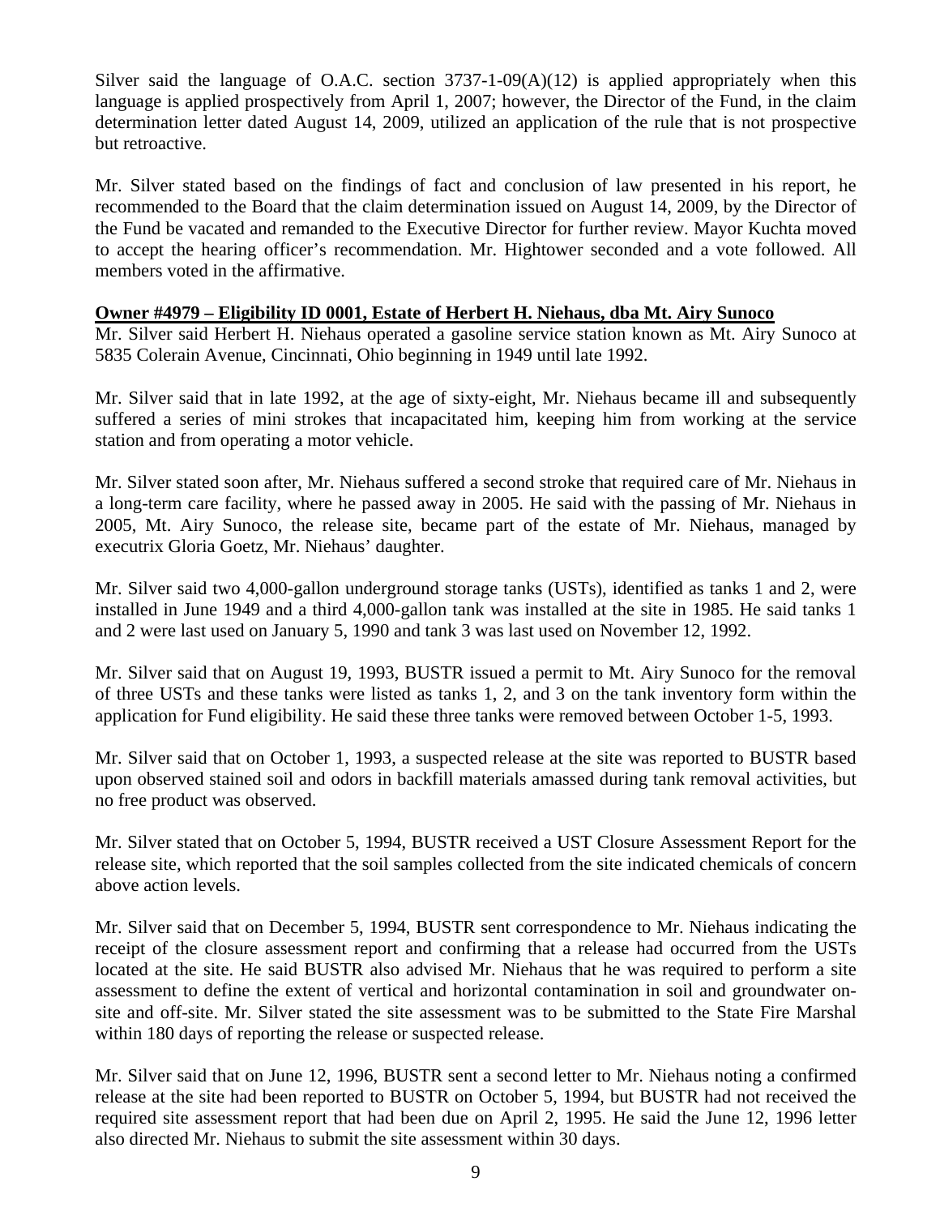Silver said the language of O.A.C. section 3737-1-09(A)(12) is applied appropriately when this language is applied prospectively from April 1, 2007; however, the Director of the Fund, in the claim determination letter dated August 14, 2009, utilized an application of the rule that is not prospective but retroactive.

Mr. Silver stated based on the findings of fact and conclusion of law presented in his report, he recommended to the Board that the claim determination issued on August 14, 2009, by the Director of the Fund be vacated and remanded to the Executive Director for further review. Mayor Kuchta moved to accept the hearing officer's recommendation. Mr. Hightower seconded and a vote followed. All members voted in the affirmative.

**Owner #4979 – Eligibility ID 0001, Estate of Herbert H. Niehaus, dba Mt. Airy Sunoco**

Mr. Silver said Herbert H. Niehaus operated a gasoline service station known as Mt. Airy Sunoco at 5835 Colerain Avenue, Cincinnati, Ohio beginning in 1949 until late 1992.

Mr. Silver said that in late 1992, at the age of sixty-eight, Mr. Niehaus became ill and subsequently suffered a series of mini strokes that incapacitated him, keeping him from working at the service station and from operating a motor vehicle.

Mr. Silver stated soon after, Mr. Niehaus suffered a second stroke that required care of Mr. Niehaus in a long-term care facility, where he passed away in 2005. He said with the passing of Mr. Niehaus in 2005, Mt. Airy Sunoco, the release site, became part of the estate of Mr. Niehaus, managed by executrix Gloria Goetz, Mr. Niehaus' daughter.

Mr. Silver said two 4,000-gallon underground storage tanks (USTs), identified as tanks 1 and 2, were installed in June 1949 and a third 4,000-gallon tank was installed at the site in 1985. He said tanks 1 and 2 were last used on January 5, 1990 and tank 3 was last used on November 12, 1992.

Mr. Silver said that on August 19, 1993, BUSTR issued a permit to Mt. Airy Sunoco for the removal of three USTs and these tanks were listed as tanks 1, 2, and 3 on the tank inventory form within the application for Fund eligibility. He said these three tanks were removed between October 1-5, 1993.

Mr. Silver said that on October 1, 1993, a suspected release at the site was reported to BUSTR based upon observed stained soil and odors in backfill materials amassed during tank removal activities, but no free product was observed.

Mr. Silver stated that on October 5, 1994, BUSTR received a UST Closure Assessment Report for the release site, which reported that the soil samples collected from the site indicated chemicals of concern above action levels.

Mr. Silver said that on December 5, 1994, BUSTR sent correspondence to Mr. Niehaus indicating the receipt of the closure assessment report and confirming that a release had occurred from the USTs located at the site. He said BUSTR also advised Mr. Niehaus that he was required to perform a site assessment to define the extent of vertical and horizontal contamination in soil and groundwater on-site and off-site. Mr. Silver stated the site assessment was to be submitted to the State Fire Marshal within 180 days of reporting the release or suspected release.

Mr. Silver said that on June 12, 1996, BUSTR sent a second letter to Mr. Niehaus noting a confirmed release at the site had been reported to BUSTR on October 5, 1994, but BUSTR had not received the required site assessment report that had been due on April 2, 1995. He said the June 12, 1996 letter also directed Mr. Niehaus to submit the site assessment within 30 days.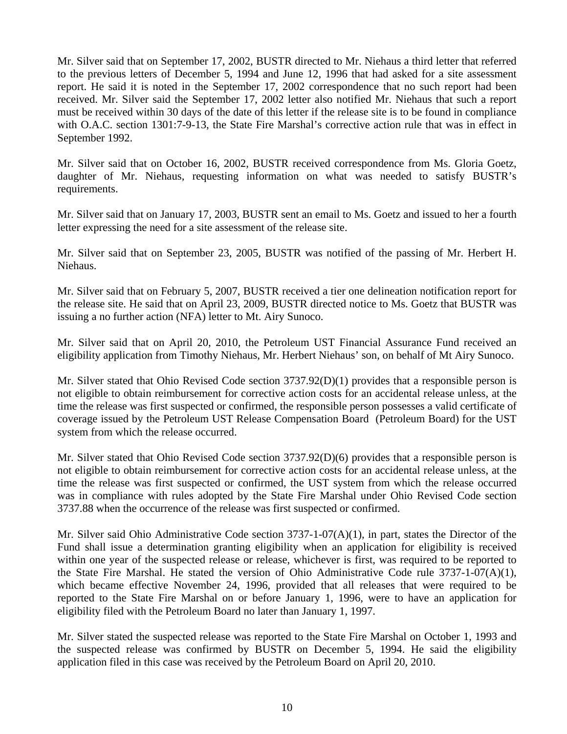Mr. Silver said that on September 17, 2002, BUSTR directed to Mr. Niehaus a third letter that referred to the previous letters of December 5, 1994 and June 12, 1996 that had asked for a site assessment report. He said it is noted in the September 17, 2002 correspondence that no such report had been received. Mr. Silver said the September 17, 2002 letter also notified Mr. Niehaus that such a report must be received within 30 days of the date of this letter if the release site is to be found in compliance with O.A.C. section 1301:7-9-13, the State Fire Marshal's corrective action rule that was in effect in September 1992.

Mr. Silver said that on October 16, 2002, BUSTR received correspondence from Ms. Gloria Goetz, daughter of Mr. Niehaus, requesting information on what was needed to satisfy BUSTR's requirements.

Mr. Silver said that on January 17, 2003, BUSTR sent an email to Ms. Goetz and issued to her a fourth letter expressing the need for a site assessment of the release site.

Mr. Silver said that on September 23, 2005, BUSTR was notified of the passing of Mr. Herbert H. Niehaus.

Mr. Silver said that on February 5, 2007, BUSTR received a tier one delineation notification report for the release site. He said that on April 23, 2009, BUSTR directed notice to Ms. Goetz that BUSTR was issuing a no further action (NFA) letter to Mt. Airy Sunoco.

Mr. Silver said that on April 20, 2010, the Petroleum UST Financial Assurance Fund received an eligibility application from Timothy Niehaus, Mr. Herbert Niehaus' son, on behalf of Mt Airy Sunoco.

Mr. Silver stated that Ohio Revised Code section 3737.92(D)(1) provides that a responsible person is not eligible to obtain reimbursement for corrective action costs for an accidental release unless, at the time the release was first suspected or confirmed, the responsible person possesses a valid certificate of coverage issued by the Petroleum UST Release Compensation Board (Petroleum Board) for the UST system from which the release occurred.

Mr. Silver stated that Ohio Revised Code section 3737.92(D)(6) provides that a responsible person is not eligible to obtain reimbursement for corrective action costs for an accidental release unless, at the time the release was first suspected or confirmed, the UST system from which the release occurred was in compliance with rules adopted by the State Fire Marshal under Ohio Revised Code section 3737.88 when the occurrence of the release was first suspected or confirmed.

Mr. Silver said Ohio Administrative Code section 3737-1-07(A)(1), in part, states the Director of the Fund shall issue a determination granting eligibility when an application for eligibility is received within one year of the suspected release or release, whichever is first, was required to be reported to the State Fire Marshal. He stated the version of Ohio Administrative Code rule 3737-1-07(A)(1), which became effective November 24, 1996, provided that all releases that were required to be reported to the State Fire Marshal on or before January 1, 1996, were to have an application for eligibility filed with the Petroleum Board no later than January 1, 1997.

Mr. Silver stated the suspected release was reported to the State Fire Marshal on October 1, 1993 and the suspected release was confirmed by BUSTR on December 5, 1994. He said the eligibility application filed in this case was received by the Petroleum Board on April 20, 2010.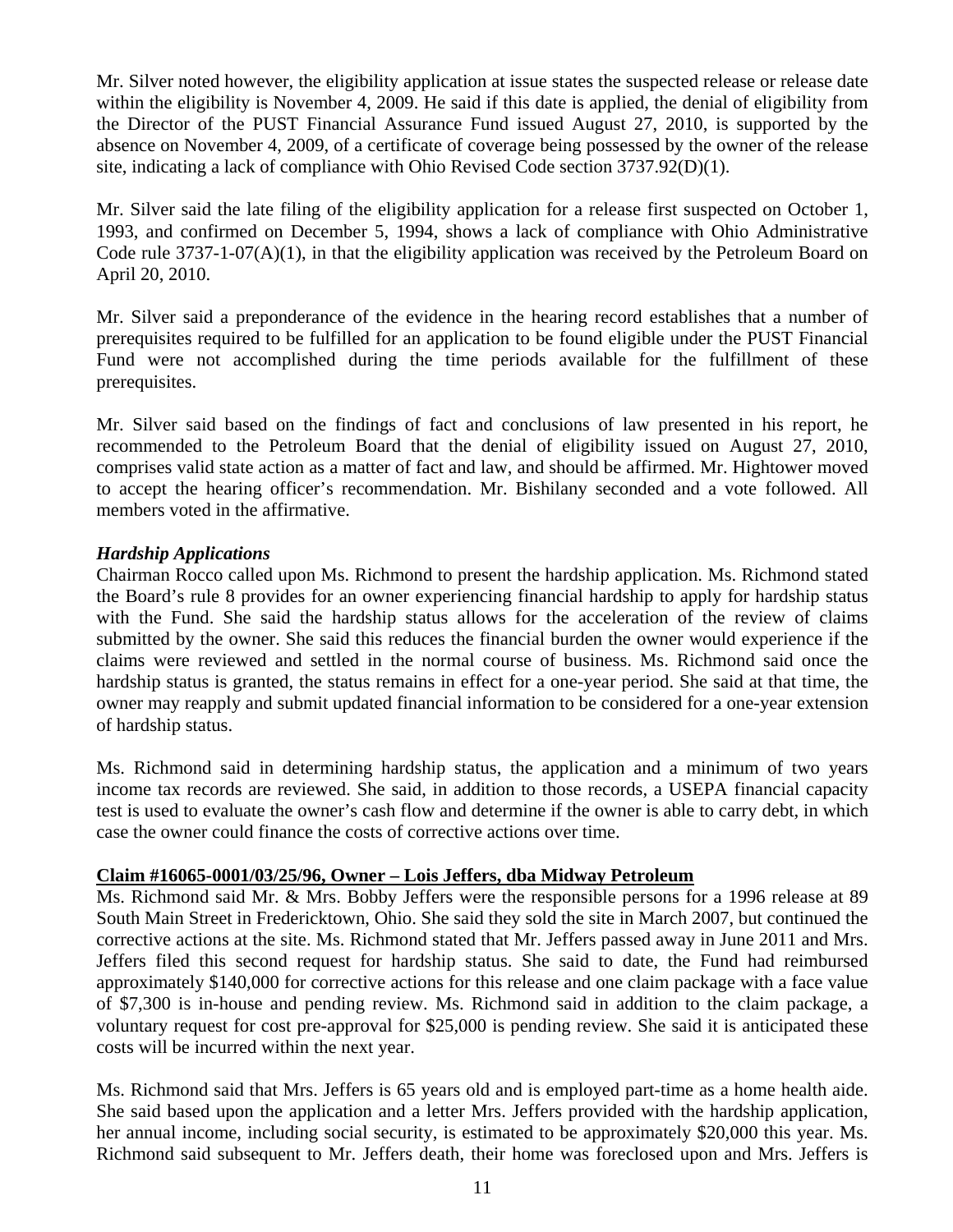Mr. Silver noted however, the eligibility application at issue states the suspected release or release date within the eligibility is November 4, 2009. He said if this date is applied, the denial of eligibility from the Director of the PUST Financial Assurance Fund issued August 27, 2010, is supported by the absence on November 4, 2009, of a certificate of coverage being possessed by the owner of the release site, indicating a lack of compliance with Ohio Revised Code section 3737.92(D)(1).

Mr. Silver said the late filing of the eligibility application for a release first suspected on October 1, 1993, and confirmed on December 5, 1994, shows a lack of compliance with Ohio Administrative Code rule 3737-1-07(A)(1), in that the eligibility application was received by the Petroleum Board on April 20, 2010.

Mr. Silver said a preponderance of the evidence in the hearing record establishes that a number of prerequisites required to be fulfilled for an application to be found eligible under the PUST Financial Fund were not accomplished during the time periods available for the fulfillment of these prerequisites.

Mr. Silver said based on the findings of fact and conclusions of law presented in his report, he recommended to the Petroleum Board that the denial of eligibility issued on August 27, 2010, comprises valid state action as a matter of fact and law, and should be affirmed. Mr. Hightower moved to accept the hearing officer's recommendation. Mr. Bishilany seconded and a vote followed. All members voted in the affirmative.

***Hardship Applications***

Chairman Rocco called upon Ms. Richmond to present the hardship application. Ms. Richmond stated the Board's rule 8 provides for an owner experiencing financial hardship to apply for hardship status with the Fund. She said the hardship status allows for the acceleration of the review of claims submitted by the owner. She said this reduces the financial burden the owner would experience if the claims were reviewed and settled in the normal course of business. Ms. Richmond said once the hardship status is granted, the status remains in effect for a one-year period. She said at that time, the owner may reapply and submit updated financial information to be considered for a one-year extension of hardship status.

Ms. Richmond said in determining hardship status, the application and a minimum of two years income tax records are reviewed. She said, in addition to those records, a USEPA financial capacity test is used to evaluate the owner's cash flow and determine if the owner is able to carry debt, in which case the owner could finance the costs of corrective actions over time.

**Claim #16065-0001/03/25/96, Owner – Lois Jeffers, dba Midway Petroleum**

Ms. Richmond said Mr. & Mrs. Bobby Jeffers were the responsible persons for a 1996 release at 89 South Main Street in Fredericktown, Ohio. She said they sold the site in March 2007, but continued the corrective actions at the site. Ms. Richmond stated that Mr. Jeffers passed away in June 2011 and Mrs. Jeffers filed this second request for hardship status. She said to date, the Fund had reimbursed approximately $140,000 for corrective actions for this release and one claim package with a face value of $7,300 is in-house and pending review. Ms. Richmond said in addition to the claim package, a voluntary request for cost pre-approval for $25,000 is pending review. She said it is anticipated these costs will be incurred within the next year.

Ms. Richmond said that Mrs. Jeffers is 65 years old and is employed part-time as a home health aide. She said based upon the application and a letter Mrs. Jeffers provided with the hardship application, her annual income, including social security, is estimated to be approximately $20,000 this year. Ms. Richmond said subsequent to Mr. Jeffers death, their home was foreclosed upon and Mrs. Jeffers is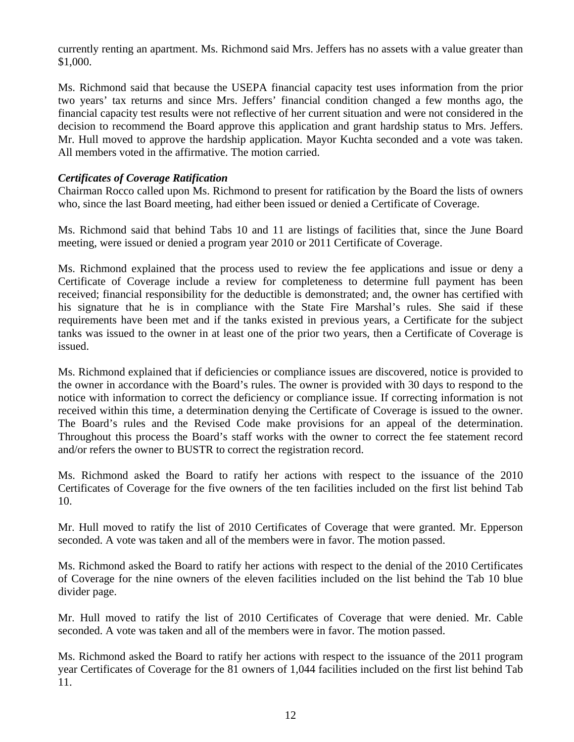currently renting an apartment. Ms. Richmond said Mrs. Jeffers has no assets with a value greater than $1,000.

Ms. Richmond said that because the USEPA financial capacity test uses information from the prior two years' tax returns and since Mrs. Jeffers' financial condition changed a few months ago, the financial capacity test results were not reflective of her current situation and were not considered in the decision to recommend the Board approve this application and grant hardship status to Mrs. Jeffers. Mr. Hull moved to approve the hardship application. Mayor Kuchta seconded and a vote was taken. All members voted in the affirmative. The motion carried.

***Certificates of Coverage Ratification***

Chairman Rocco called upon Ms. Richmond to present for ratification by the Board the lists of owners who, since the last Board meeting, had either been issued or denied a Certificate of Coverage.

Ms. Richmond said that behind Tabs 10 and 11 are listings of facilities that, since the June Board meeting, were issued or denied a program year 2010 or 2011 Certificate of Coverage.

Ms. Richmond explained that the process used to review the fee applications and issue or deny a Certificate of Coverage include a review for completeness to determine full payment has been received; financial responsibility for the deductible is demonstrated; and, the owner has certified with his signature that he is in compliance with the State Fire Marshal's rules. She said if these requirements have been met and if the tanks existed in previous years, a Certificate for the subject tanks was issued to the owner in at least one of the prior two years, then a Certificate of Coverage is issued.

Ms. Richmond explained that if deficiencies or compliance issues are discovered, notice is provided to the owner in accordance with the Board's rules. The owner is provided with 30 days to respond to the notice with information to correct the deficiency or compliance issue. If correcting information is not received within this time, a determination denying the Certificate of Coverage is issued to the owner. The Board's rules and the Revised Code make provisions for an appeal of the determination. Throughout this process the Board's staff works with the owner to correct the fee statement record and/or refers the owner to BUSTR to correct the registration record.

Ms. Richmond asked the Board to ratify her actions with respect to the issuance of the 2010 Certificates of Coverage for the five owners of the ten facilities included on the first list behind Tab 10.

Mr. Hull moved to ratify the list of 2010 Certificates of Coverage that were granted. Mr. Epperson seconded. A vote was taken and all of the members were in favor. The motion passed.

Ms. Richmond asked the Board to ratify her actions with respect to the denial of the 2010 Certificates of Coverage for the nine owners of the eleven facilities included on the list behind the Tab 10 blue divider page.

Mr. Hull moved to ratify the list of 2010 Certificates of Coverage that were denied. Mr. Cable seconded. A vote was taken and all of the members were in favor. The motion passed.

Ms. Richmond asked the Board to ratify her actions with respect to the issuance of the 2011 program year Certificates of Coverage for the 81 owners of 1,044 facilities included on the first list behind Tab 11.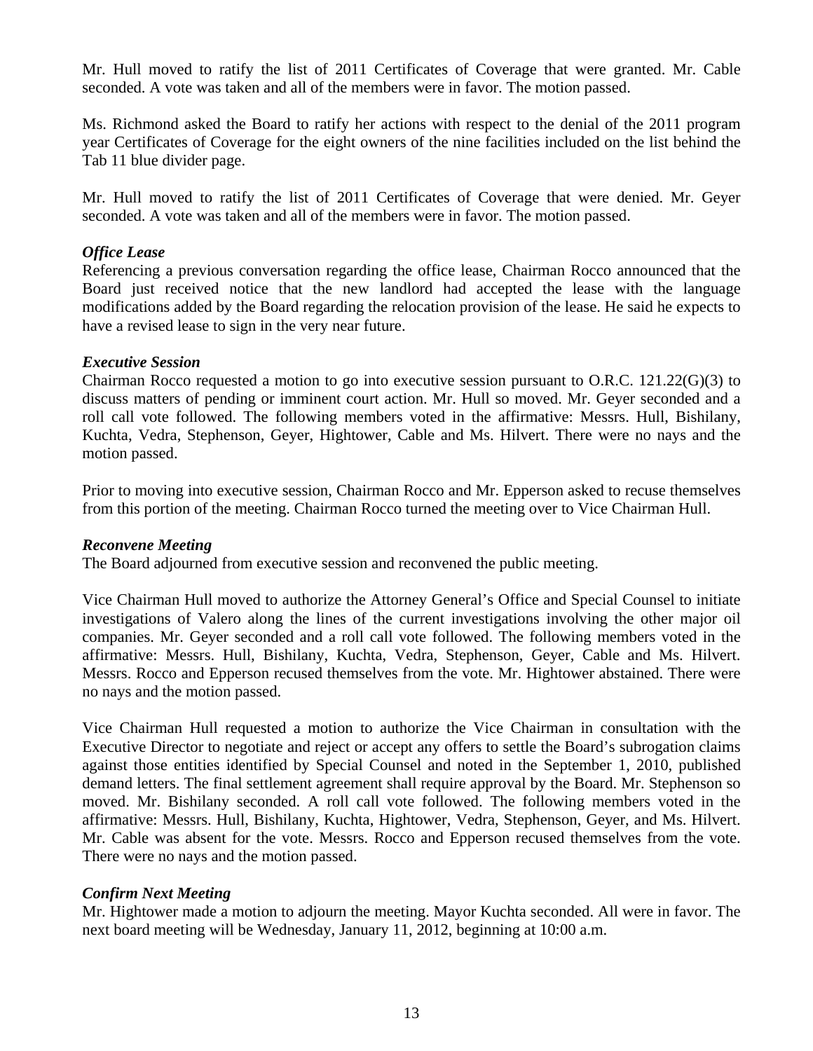Mr. Hull moved to ratify the list of 2011 Certificates of Coverage that were granted. Mr. Cable seconded. A vote was taken and all of the members were in favor. The motion passed.

Ms. Richmond asked the Board to ratify her actions with respect to the denial of the 2011 program year Certificates of Coverage for the eight owners of the nine facilities included on the list behind the Tab 11 blue divider page.

Mr. Hull moved to ratify the list of 2011 Certificates of Coverage that were denied. Mr. Geyer seconded. A vote was taken and all of the members were in favor. The motion passed.

### *Office Lease*

Referencing a previous conversation regarding the office lease, Chairman Rocco announced that the Board just received notice that the new landlord had accepted the lease with the language modifications added by the Board regarding the relocation provision of the lease. He said he expects to have a revised lease to sign in the very near future.

### *Executive Session*

Chairman Rocco requested a motion to go into executive session pursuant to O.R.C. 121.22(G)(3) to discuss matters of pending or imminent court action. Mr. Hull so moved. Mr. Geyer seconded and a roll call vote followed. The following members voted in the affirmative: Messrs. Hull, Bishilany, Kuchta, Vedra, Stephenson, Geyer, Hightower, Cable and Ms. Hilvert. There were no nays and the motion passed.

Prior to moving into executive session, Chairman Rocco and Mr. Epperson asked to recuse themselves from this portion of the meeting. Chairman Rocco turned the meeting over to Vice Chairman Hull.

### *Reconvene Meeting*

The Board adjourned from executive session and reconvened the public meeting.

Vice Chairman Hull moved to authorize the Attorney General's Office and Special Counsel to initiate investigations of Valero along the lines of the current investigations involving the other major oil companies. Mr. Geyer seconded and a roll call vote followed. The following members voted in the affirmative: Messrs. Hull, Bishilany, Kuchta, Vedra, Stephenson, Geyer, Cable and Ms. Hilvert. Messrs. Rocco and Epperson recused themselves from the vote. Mr. Hightower abstained. There were no nays and the motion passed.

Vice Chairman Hull requested a motion to authorize the Vice Chairman in consultation with the Executive Director to negotiate and reject or accept any offers to settle the Board's subrogation claims against those entities identified by Special Counsel and noted in the September 1, 2010, published demand letters. The final settlement agreement shall require approval by the Board. Mr. Stephenson so moved. Mr. Bishilany seconded. A roll call vote followed. The following members voted in the affirmative: Messrs. Hull, Bishilany, Kuchta, Hightower, Vedra, Stephenson, Geyer, and Ms. Hilvert. Mr. Cable was absent for the vote. Messrs. Rocco and Epperson recused themselves from the vote. There were no nays and the motion passed.

### *Confirm Next Meeting*

Mr. Hightower made a motion to adjourn the meeting. Mayor Kuchta seconded. All were in favor. The next board meeting will be Wednesday, January 11, 2012, beginning at 10:00 a.m.